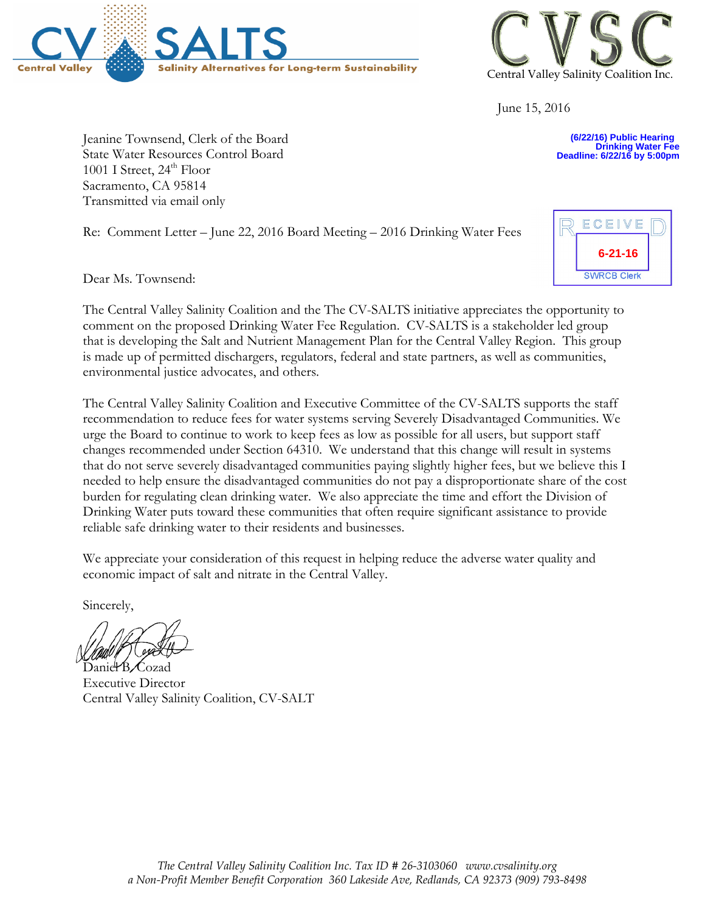CV SALTS
Central Valley Salinity Alternatives for Long-term Sustainability

CVSC
Central Valley Salinity Coalition Inc.

June 15, 2016

(6/22/16) Public Hearing
Drinking Water Fee
Deadline: 6/22/16 by 5:00pm

Jeanine Townsend, Clerk of the Board
State Water Resources Control Board
1001 I Street, 24th Floor
Sacramento, CA 95814
Transmitted via email only

RECEIVED
6-21-16
SWRCB Clerk

Re: Comment Letter – June 22, 2016 Board Meeting – 2016 Drinking Water Fees

Dear Ms. Townsend:

The Central Valley Salinity Coalition and the The CV-SALTS initiative appreciates the opportunity to comment on the proposed Drinking Water Fee Regulation. CV-SALTS is a stakeholder led group that is developing the Salt and Nutrient Management Plan for the Central Valley Region. This group is made up of permitted dischargers, regulators, federal and state partners, as well as communities, environmental justice advocates, and others.

The Central Valley Salinity Coalition and Executive Committee of the CV-SALTS supports the staff recommendation to reduce fees for water systems serving Severely Disadvantaged Communities. We urge the Board to continue to work to keep fees as low as possible for all users, but support staff changes recommended under Section 64310. We understand that this change will result in systems that do not serve severely disadvantaged communities paying slightly higher fees, but we believe this I needed to help ensure the disadvantaged communities do not pay a disproportionate share of the cost burden for regulating clean drinking water. We also appreciate the time and effort the Division of Drinking Water puts toward these communities that often require significant assistance to provide reliable safe drinking water to their residents and businesses.

We appreciate your consideration of this request in helping reduce the adverse water quality and economic impact of salt and nitrate in the Central Valley.

Sincerely,

Daniel B. Cozad
Executive Director
Central Valley Salinity Coalition, CV-SALT

*The Central Valley Salinity Coalition Inc. Tax ID # 26-3103060 www.cvsalinity.org*
*a Non-Profit Member Benefit Corporation 360 Lakeside Ave, Redlands, CA 92373 (909) 793-8498*